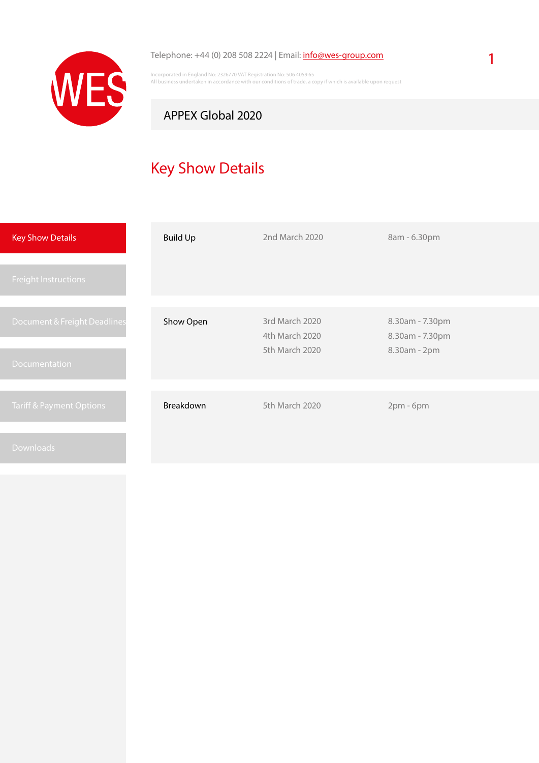Telephone: +44 (0) 208 508 2224 | Email: info@wes-group.com

Incorporated in England No: 2326770 VAT Registration No: 506 4059 65
All business undertaken in accordance with our conditions of trade, a copy if which is available upon request

# APPEX Global 2020

## Key Show Details

- Key Show Details
- Freight Instructions
- Document & Freight Deadlines
- Documentation
- Tariff & Payment Options
- Downloads

| | | |
|---|---|---|
| Build Up | 2nd March 2020 | 8am - 6.30pm |
| Show Open | 3rd March 2020 | 8.30am - 7.30pm |
| | 4th March 2020 | 8.30am - 7.30pm |
| | 5th March 2020 | 8.30am - 2pm |
| Breakdown | 5th March 2020 | 2pm - 6pm |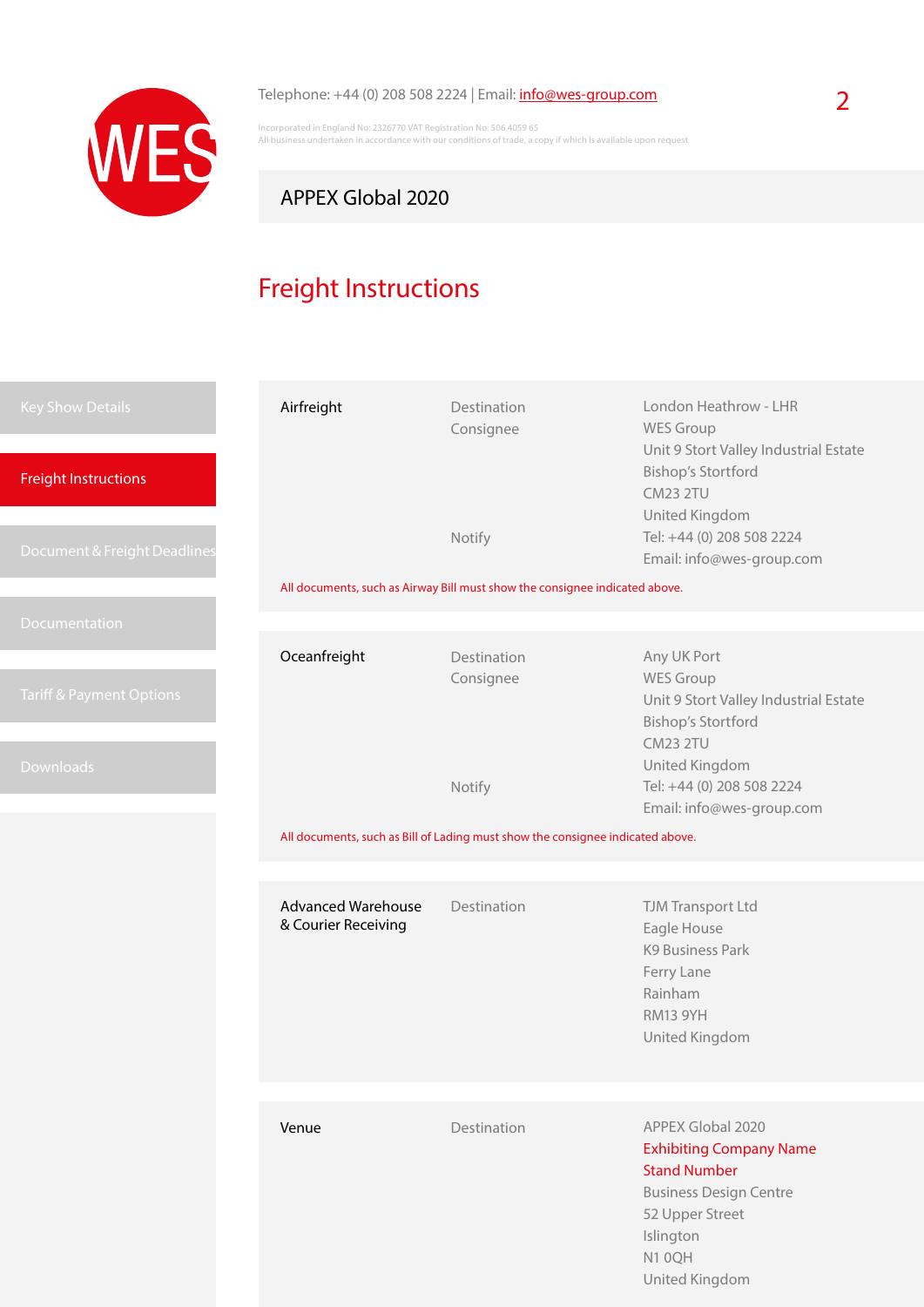Telephone: +44 (0) 208 508 2224 | Email: info@wes-group.com

Incorporated in England No: 2326770 VAT Registration No: 506 4059 65
All business undertaken in accordance with our conditions of trade, a copy if which is available upon request

## APPEX Global 2020

# Freight Instructions

- Key Show Details
- Freight Instructions
- Document & Freight Deadlines
- Documentation
- Tariff & Payment Options
- Downloads

### Airfreight

| | |
|---|---|
| Destination | London Heathrow - LHR |
| Consignee | WES Group<br>Unit 9 Stort Valley Industrial Estate<br>Bishop's Stortford<br>CM23 2TU<br>United Kingdom |
| Notify | Tel: +44 (0) 208 508 2224<br>Email: info@wes-group.com |

All documents, such as Airway Bill must show the consignee indicated above.

### Oceanfreight

| | |
|---|---|
| Destination | Any UK Port |
| Consignee | WES Group<br>Unit 9 Stort Valley Industrial Estate<br>Bishop's Stortford<br>CM23 2TU<br>United Kingdom |
| Notify | Tel: +44 (0) 208 508 2224<br>Email: info@wes-group.com |

All documents, such as Bill of Lading must show the consignee indicated above.

### Advanced Warehouse & Courier Receiving

| | |
|---|---|
| Destination | TJM Transport Ltd<br>Eagle House<br>K9 Business Park<br>Ferry Lane<br>Rainham<br>RM13 9YH<br>United Kingdom |

### Venue

| | |
|---|---|
| Destination | APPEX Global 2020<br>Exhibiting Company Name<br>Stand Number<br>Business Design Centre<br>52 Upper Street<br>Islington<br>N1 0QH<br>United Kingdom |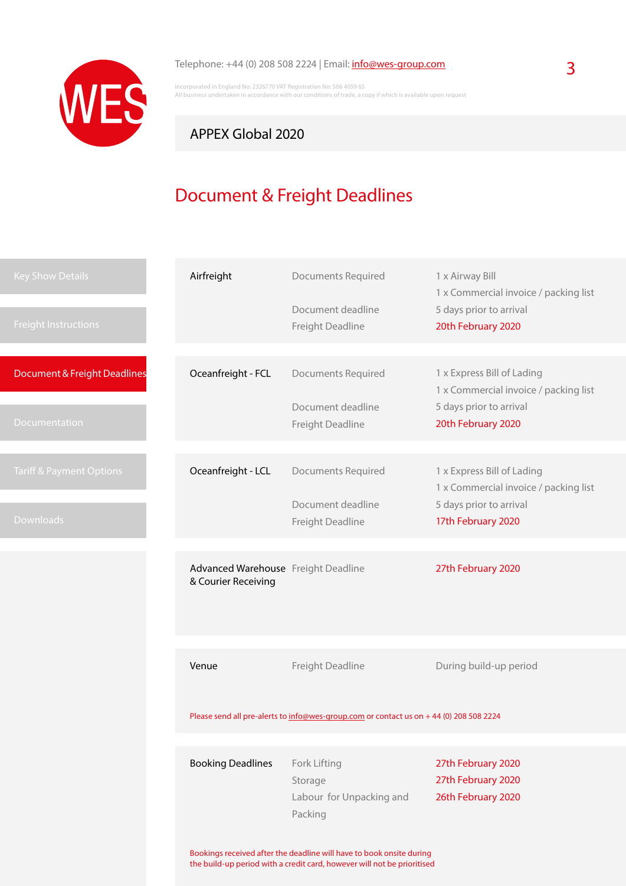Telephone: +44 (0) 208 508 2224 | Email: info@wes-group.com

Incorporated in England No: 2326770 VAT Registration No: 506 4059 65
All business undertaken in accordance with our conditions of trade, a copy if which is available upon request

APPEX Global 2020

# Document & Freight Deadlines

- Key Show Details
- Freight Instructions
- Document & Freight Deadlines
- Documentation
- Tariff & Payment Options
- Downloads

| | | |
|---|---|---|
| **Airfreight** | Documents Required | 1 x Airway Bill<br>1 x Commercial invoice / packing list |
| | Document deadline | 5 days prior to arrival |
| | Freight Deadline | 20th February 2020 |
| **Oceanfreight - FCL** | Documents Required | 1 x Express Bill of Lading<br>1 x Commercial invoice / packing list |
| | Document deadline | 5 days prior to arrival |
| | Freight Deadline | 20th February 2020 |
| **Oceanfreight - LCL** | Documents Required | 1 x Express Bill of Lading<br>1 x Commercial invoice / packing list |
| | Document deadline | 5 days prior to arrival |
| | Freight Deadline | 17th February 2020 |
| **Advanced Warehouse & Courier Receiving** | Freight Deadline | 27th February 2020 |
| **Venue** | Freight Deadline | During build-up period |

Please send all pre-alerts to info@wes-group.com or contact us on + 44 (0) 208 508 2224

| | | |
|---|---|---|
| **Booking Deadlines** | Fork Lifting | 27th February 2020 |
| | Storage | 27th February 2020 |
| | Labour for Unpacking and Packing | 26th February 2020 |

Bookings received after the deadline will have to book onsite during the build-up period with a credit card, however will not be prioritised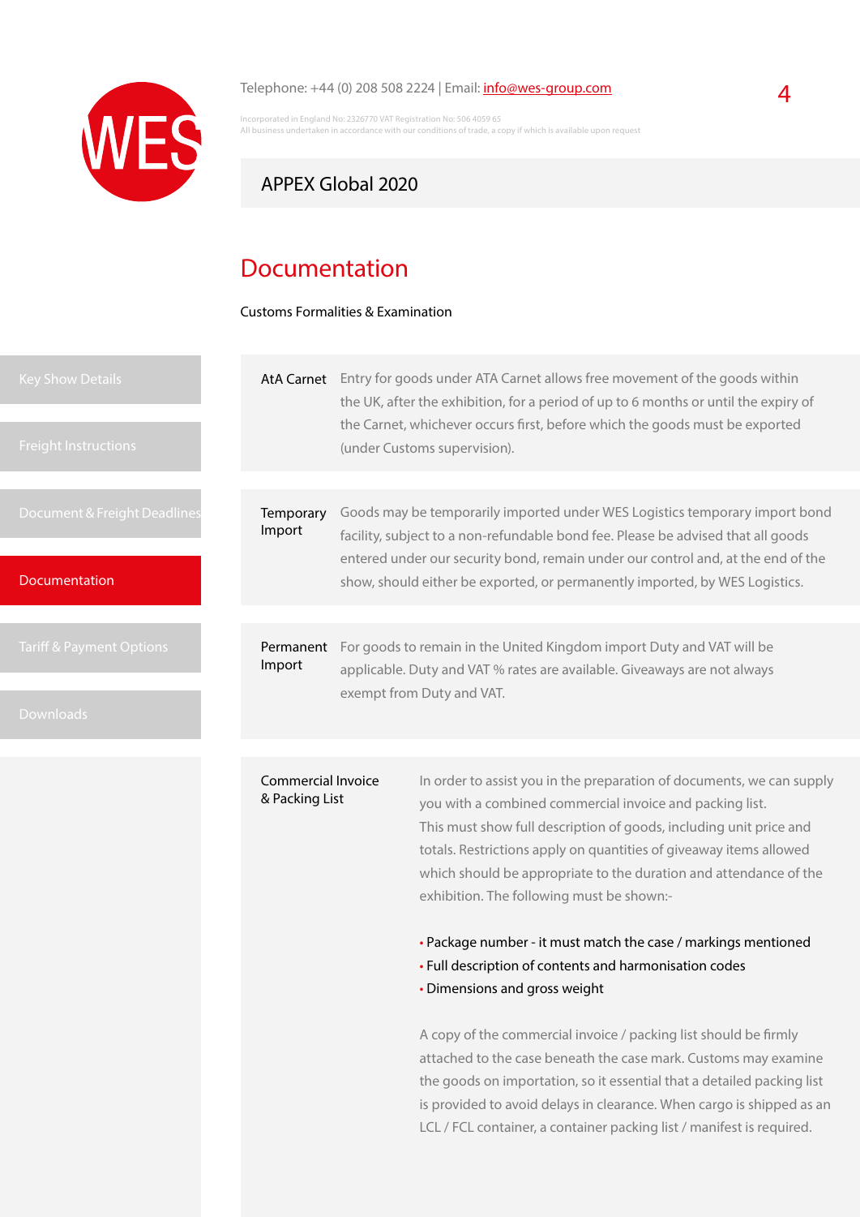Telephone: +44 (0) 208 508 2224 | Email: info@wes-group.com

Incorporated in England No: 2326770 VAT Registration No: 506 4059 65
All business undertaken in accordance with our conditions of trade, a copy if which is available upon request

APPEX Global 2020

- Key Show Details
- Freight Instructions
- Document & Freight Deadlines
- Documentation
- Tariff & Payment Options
- Downloads

# Documentation

Customs Formalities & Examination

**AtA Carnet** Entry for goods under ATA Carnet allows free movement of the goods within the UK, after the exhibition, for a period of up to 6 months or until the expiry of the Carnet, whichever occurs first, before which the goods must be exported (under Customs supervision).

**Temporary Import** Goods may be temporarily imported under WES Logistics temporary import bond facility, subject to a non-refundable bond fee. Please be advised that all goods entered under our security bond, remain under our control and, at the end of the show, should either be exported, or permanently imported, by WES Logistics.

**Permanent Import** For goods to remain in the United Kingdom import Duty and VAT will be applicable. Duty and VAT % rates are available. Giveaways are not always exempt from Duty and VAT.

**Commercial Invoice & Packing List** In order to assist you in the preparation of documents, we can supply you with a combined commercial invoice and packing list.
This must show full description of goods, including unit price and totals. Restrictions apply on quantities of giveaway items allowed which should be appropriate to the duration and attendance of the exhibition. The following must be shown:-

- Package number - it must match the case / markings mentioned
- Full description of contents and harmonisation codes
- Dimensions and gross weight

A copy of the commercial invoice / packing list should be firmly attached to the case beneath the case mark. Customs may examine the goods on importation, so it essential that a detailed packing list is provided to avoid delays in clearance. When cargo is shipped as an LCL / FCL container, a container packing list / manifest is required.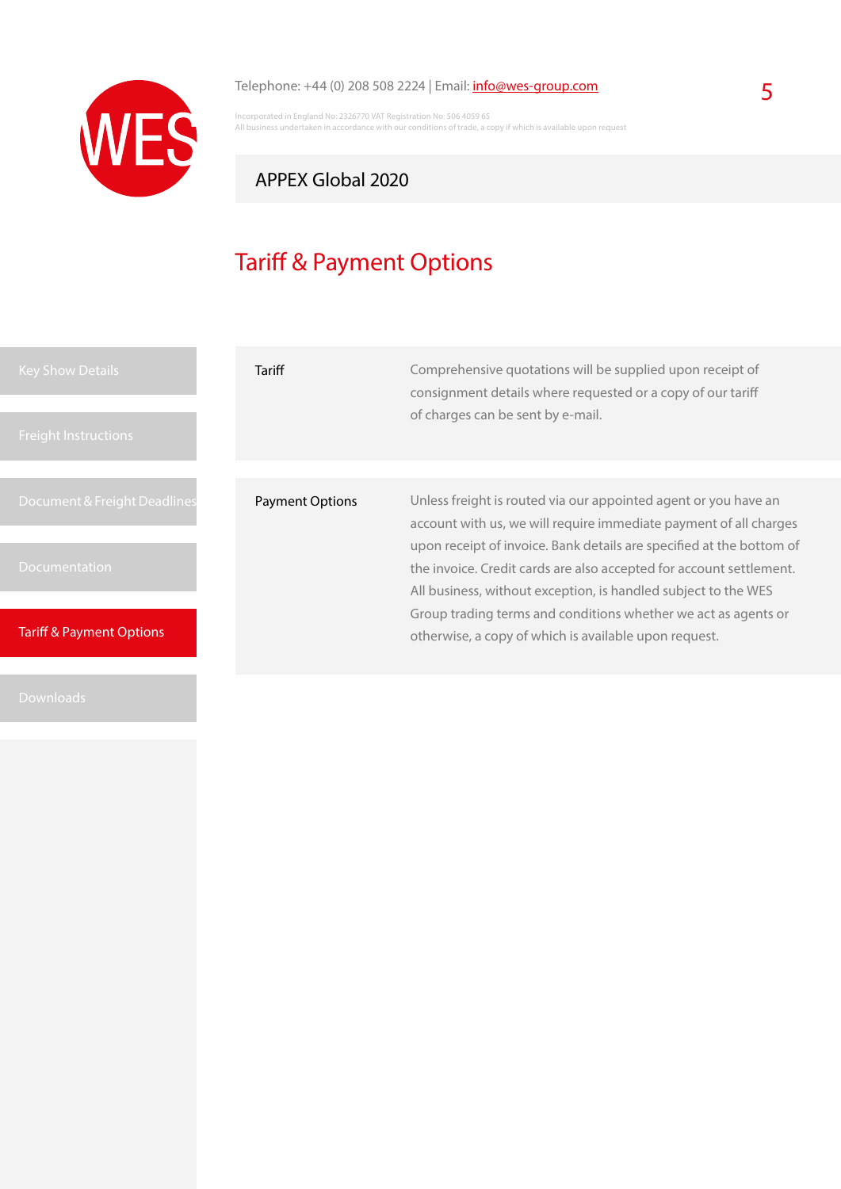Telephone: +44 (0) 208 508 2224 | Email: info@wes-group.com

Incorporated in England No: 2326770 VAT Registration No: 506 4059 65
All business undertaken in accordance with our conditions of trade, a copy if which is available upon request

APPEX Global 2020

# Tariff & Payment Options

- Key Show Details
- Freight Instructions
- Document & Freight Deadlines
- Documentation
- Tariff & Payment Options
- Downloads

| | |
|---|---|
| Tariff | Comprehensive quotations will be supplied upon receipt of consignment details where requested or a copy of our tariff of charges can be sent by e-mail. |
| Payment Options | Unless freight is routed via our appointed agent or you have an account with us, we will require immediate payment of all charges upon receipt of invoice. Bank details are specified at the bottom of the invoice. Credit cards are also accepted for account settlement. All business, without exception, is handled subject to the WES Group trading terms and conditions whether we act as agents or otherwise, a copy of which is available upon request. |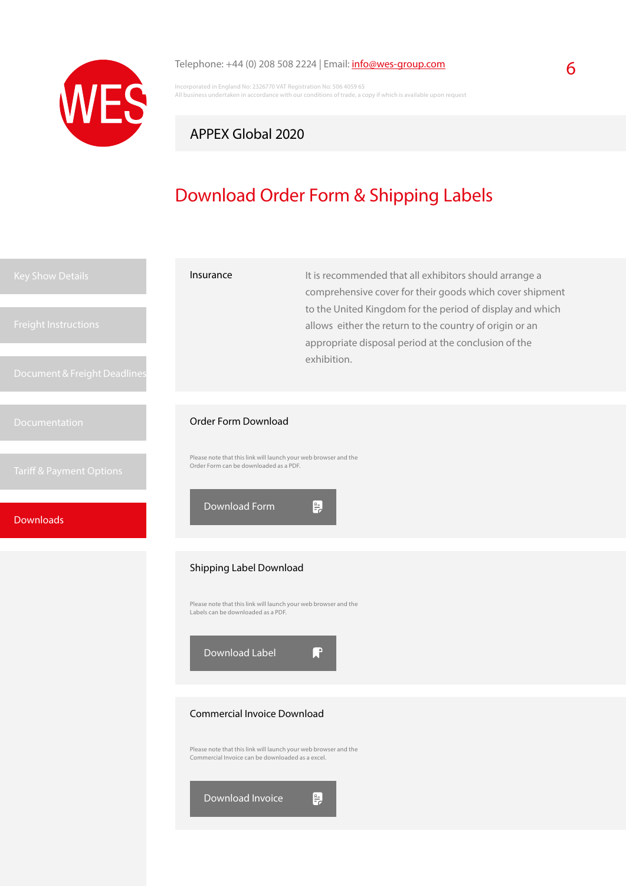Telephone: +44 (0) 208 508 2224 | Email: info@wes-group.com

Incorporated in England No: 2326770 VAT Registration No: 506 4059 65
All business undertaken in accordance with our conditions of trade, a copy if which is available upon request

APPEX Global 2020

# Download Order Form & Shipping Labels

- Key Show Details
- Freight Instructions
- Document & Freight Deadlines
- Documentation
- Tariff & Payment Options
- Downloads

**Insurance**

It is recommended that all exhibitors should arrange a comprehensive cover for their goods which cover shipment to the United Kingdom for the period of display and which allows either the return to the country of origin or an appropriate disposal period at the conclusion of the exhibition.

## Order Form Download

Please note that this link will launch your web browser and the Order Form can be downloaded as a PDF.

Download Form

## Shipping Label Download

Please note that this link will launch your web browser and the Labels can be downloaded as a PDF.

Download Label

## Commercial Invoice Download

Please note that this link will launch your web browser and the Commercial Invoice can be downloaded as a excel.

Download Invoice